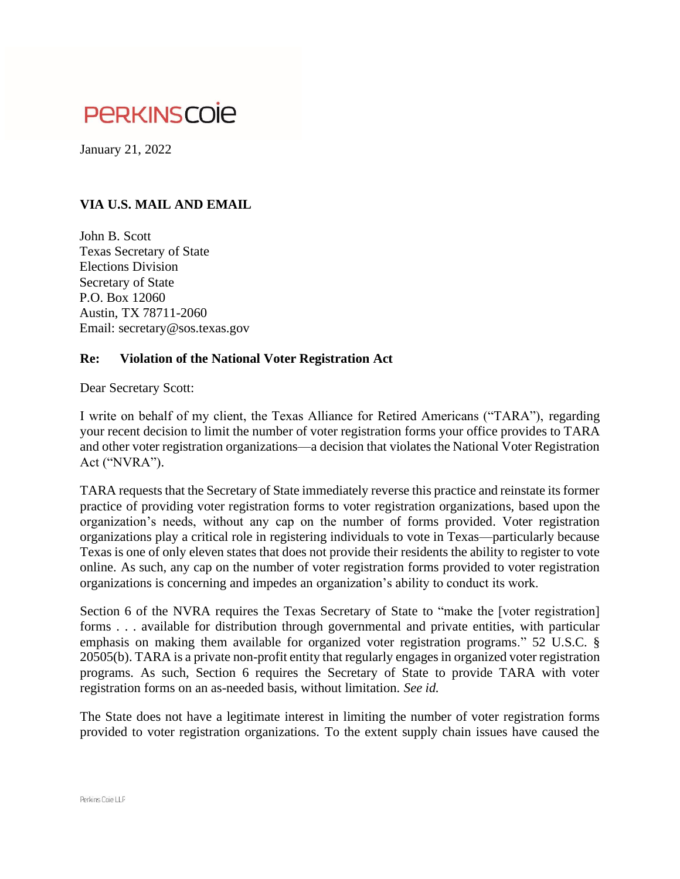PERKINSCOIE

January 21, 2022

**VIA U.S. MAIL AND EMAIL**

John B. Scott
Texas Secretary of State
Elections Division
Secretary of State
P.O. Box 12060
Austin, TX 78711-2060
Email: secretary@sos.texas.gov

**Re: Violation of the National Voter Registration Act**

Dear Secretary Scott:

I write on behalf of my client, the Texas Alliance for Retired Americans ("TARA"), regarding your recent decision to limit the number of voter registration forms your office provides to TARA and other voter registration organizations—a decision that violates the National Voter Registration Act ("NVRA").

TARA requests that the Secretary of State immediately reverse this practice and reinstate its former practice of providing voter registration forms to voter registration organizations, based upon the organization's needs, without any cap on the number of forms provided. Voter registration organizations play a critical role in registering individuals to vote in Texas—particularly because Texas is one of only eleven states that does not provide their residents the ability to register to vote online. As such, any cap on the number of voter registration forms provided to voter registration organizations is concerning and impedes an organization's ability to conduct its work.

Section 6 of the NVRA requires the Texas Secretary of State to "make the [voter registration] forms . . . available for distribution through governmental and private entities, with particular emphasis on making them available for organized voter registration programs." 52 U.S.C. § 20505(b). TARA is a private non-profit entity that regularly engages in organized voter registration programs. As such, Section 6 requires the Secretary of State to provide TARA with voter registration forms on an as-needed basis, without limitation. *See id.*

The State does not have a legitimate interest in limiting the number of voter registration forms provided to voter registration organizations. To the extent supply chain issues have caused the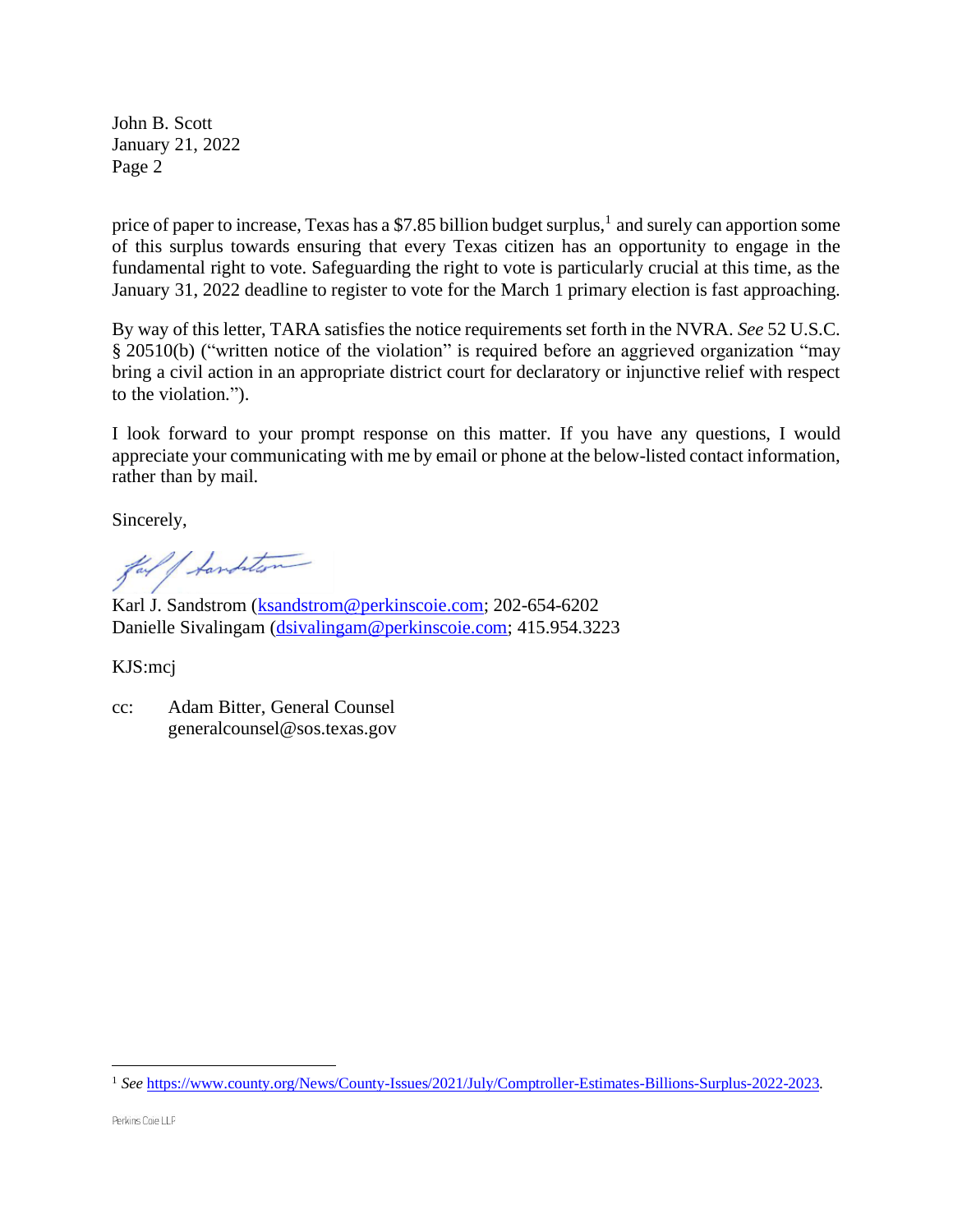price of paper to increase, Texas has a $7.85 billion budget surplus,[1] and surely can apportion some of this surplus towards ensuring that every Texas citizen has an opportunity to engage in the fundamental right to vote. Safeguarding the right to vote is particularly crucial at this time, as the January 31, 2022 deadline to register to vote for the March 1 primary election is fast approaching.

By way of this letter, TARA satisfies the notice requirements set forth in the NVRA. *See* 52 U.S.C. § 20510(b) ("written notice of the violation" is required before an aggrieved organization "may bring a civil action in an appropriate district court for declaratory or injunctive relief with respect to the violation.").

I look forward to your prompt response on this matter. If you have any questions, I would appreciate your communicating with me by email or phone at the below-listed contact information, rather than by mail.

Sincerely,

Karl J. Sandstrom (ksandstrom@perkinscoie.com; 202-654-6202
Danielle Sivalingam (dsivalingam@perkinscoie.com; 415.954.3223

KJS:mcj

cc: Adam Bitter, General Counsel
generalcounsel@sos.texas.gov

---

[1] *See* https://www.county.org/News/County-Issues/2021/July/Comptroller-Estimates-Billions-Surplus-2022-2023.